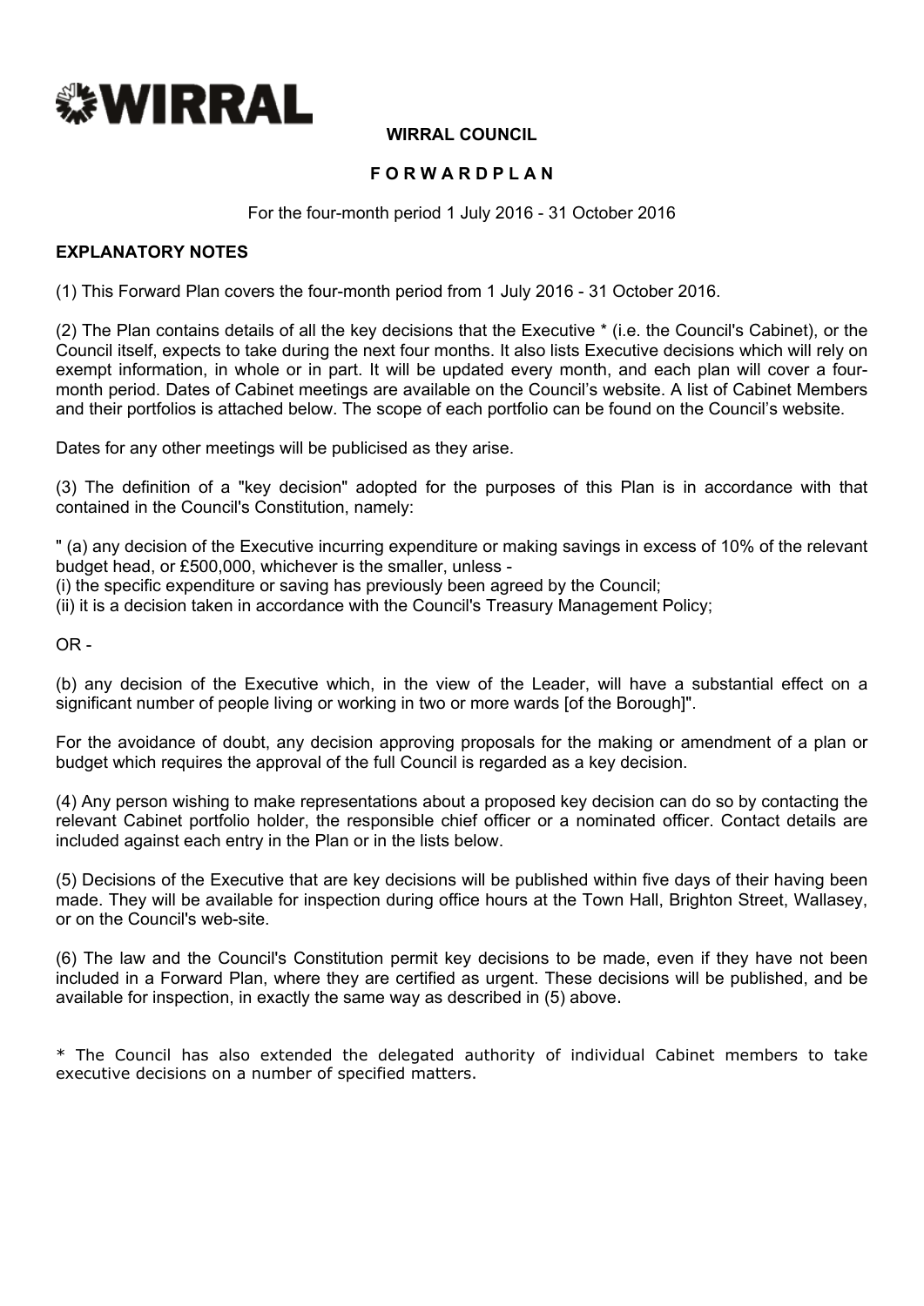WIRRAL

**WIRRAL COUNCIL**

**F O R W A R D P L A N**

For the four-month period 1 July 2016 - 31 October 2016

**EXPLANATORY NOTES**

(1) This Forward Plan covers the four-month period from 1 July 2016 - 31 October 2016.

(2) The Plan contains details of all the key decisions that the Executive * (i.e. the Council's Cabinet), or the Council itself, expects to take during the next four months. It also lists Executive decisions which will rely on exempt information, in whole or in part. It will be updated every month, and each plan will cover a four-month period. Dates of Cabinet meetings are available on the Council's website. A list of Cabinet Members and their portfolios is attached below. The scope of each portfolio can be found on the Council's website.

Dates for any other meetings will be publicised as they arise.

(3) The definition of a "key decision" adopted for the purposes of this Plan is in accordance with that contained in the Council's Constitution, namely:

" (a) any decision of the Executive incurring expenditure or making savings in excess of 10% of the relevant budget head, or £500,000, whichever is the smaller, unless -
(i) the specific expenditure or saving has previously been agreed by the Council;
(ii) it is a decision taken in accordance with the Council's Treasury Management Policy;

OR -

(b) any decision of the Executive which, in the view of the Leader, will have a substantial effect on a significant number of people living or working in two or more wards [of the Borough]".

For the avoidance of doubt, any decision approving proposals for the making or amendment of a plan or budget which requires the approval of the full Council is regarded as a key decision.

(4) Any person wishing to make representations about a proposed key decision can do so by contacting the relevant Cabinet portfolio holder, the responsible chief officer or a nominated officer. Contact details are included against each entry in the Plan or in the lists below.

(5) Decisions of the Executive that are key decisions will be published within five days of their having been made. They will be available for inspection during office hours at the Town Hall, Brighton Street, Wallasey, or on the Council's web-site.

(6) The law and the Council's Constitution permit key decisions to be made, even if they have not been included in a Forward Plan, where they are certified as urgent. These decisions will be published, and be available for inspection, in exactly the same way as described in (5) above.

* The Council has also extended the delegated authority of individual Cabinet members to take executive decisions on a number of specified matters.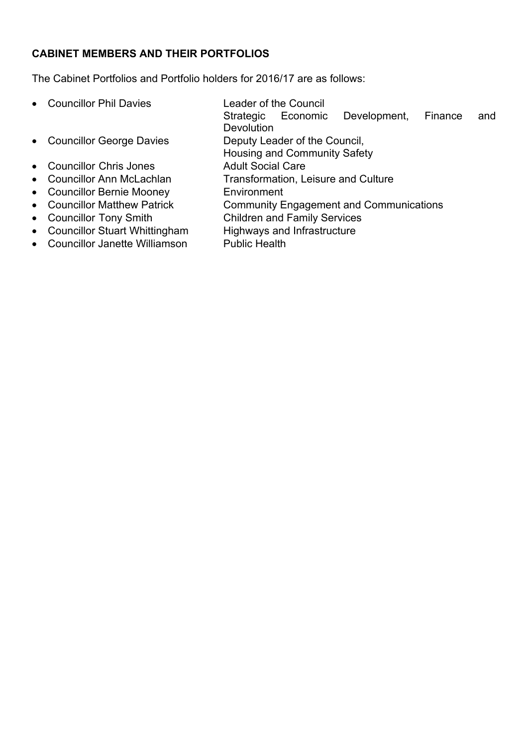**CABINET MEMBERS AND THEIR PORTFOLIOS**

The Cabinet Portfolios and Portfolio holders for 2016/17 are as follows:

- Councillor Phil Davies — Leader of the Council, Strategic Economic Development, Finance and Devolution
- Councillor George Davies — Deputy Leader of the Council, Housing and Community Safety
- Councillor Chris Jones — Adult Social Care
- Councillor Ann McLachlan — Transformation, Leisure and Culture
- Councillor Bernie Mooney — Environment
- Councillor Matthew Patrick — Community Engagement and Communications
- Councillor Tony Smith — Children and Family Services
- Councillor Stuart Whittingham — Highways and Infrastructure
- Councillor Janette Williamson — Public Health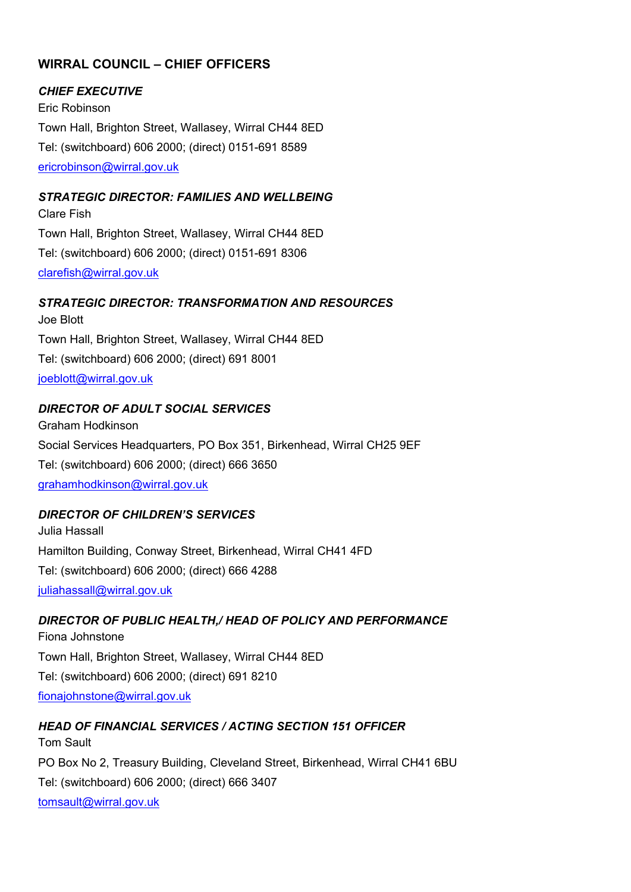## WIRRAL COUNCIL – CHIEF OFFICERS

### *CHIEF EXECUTIVE*

Eric Robinson

Town Hall, Brighton Street, Wallasey, Wirral CH44 8ED

Tel: (switchboard) 606 2000; (direct) 0151-691 8589

ericrobinson@wirral.gov.uk

### *STRATEGIC DIRECTOR: FAMILIES AND WELLBEING*

Clare Fish

Town Hall, Brighton Street, Wallasey, Wirral CH44 8ED

Tel: (switchboard) 606 2000; (direct) 0151-691 8306

clarefish@wirral.gov.uk

### *STRATEGIC DIRECTOR: TRANSFORMATION AND RESOURCES*

Joe Blott

Town Hall, Brighton Street, Wallasey, Wirral CH44 8ED

Tel: (switchboard) 606 2000; (direct) 691 8001

joeblott@wirral.gov.uk

### *DIRECTOR OF ADULT SOCIAL SERVICES*

Graham Hodkinson

Social Services Headquarters, PO Box 351, Birkenhead, Wirral CH25 9EF

Tel: (switchboard) 606 2000; (direct) 666 3650

grahamhodkinson@wirral.gov.uk

### *DIRECTOR OF CHILDREN'S SERVICES*

Julia Hassall

Hamilton Building, Conway Street, Birkenhead, Wirral CH41 4FD

Tel: (switchboard) 606 2000; (direct) 666 4288

juliahassall@wirral.gov.uk

### *DIRECTOR OF PUBLIC HEALTH,/ HEAD OF POLICY AND PERFORMANCE*

Fiona Johnstone

Town Hall, Brighton Street, Wallasey, Wirral CH44 8ED

Tel: (switchboard) 606 2000; (direct) 691 8210

fionajohnstone@wirral.gov.uk

### *HEAD OF FINANCIAL SERVICES / ACTING SECTION 151 OFFICER*

Tom Sault

PO Box No 2, Treasury Building, Cleveland Street, Birkenhead, Wirral CH41 6BU

Tel: (switchboard) 606 2000; (direct) 666 3407

tomsault@wirral.gov.uk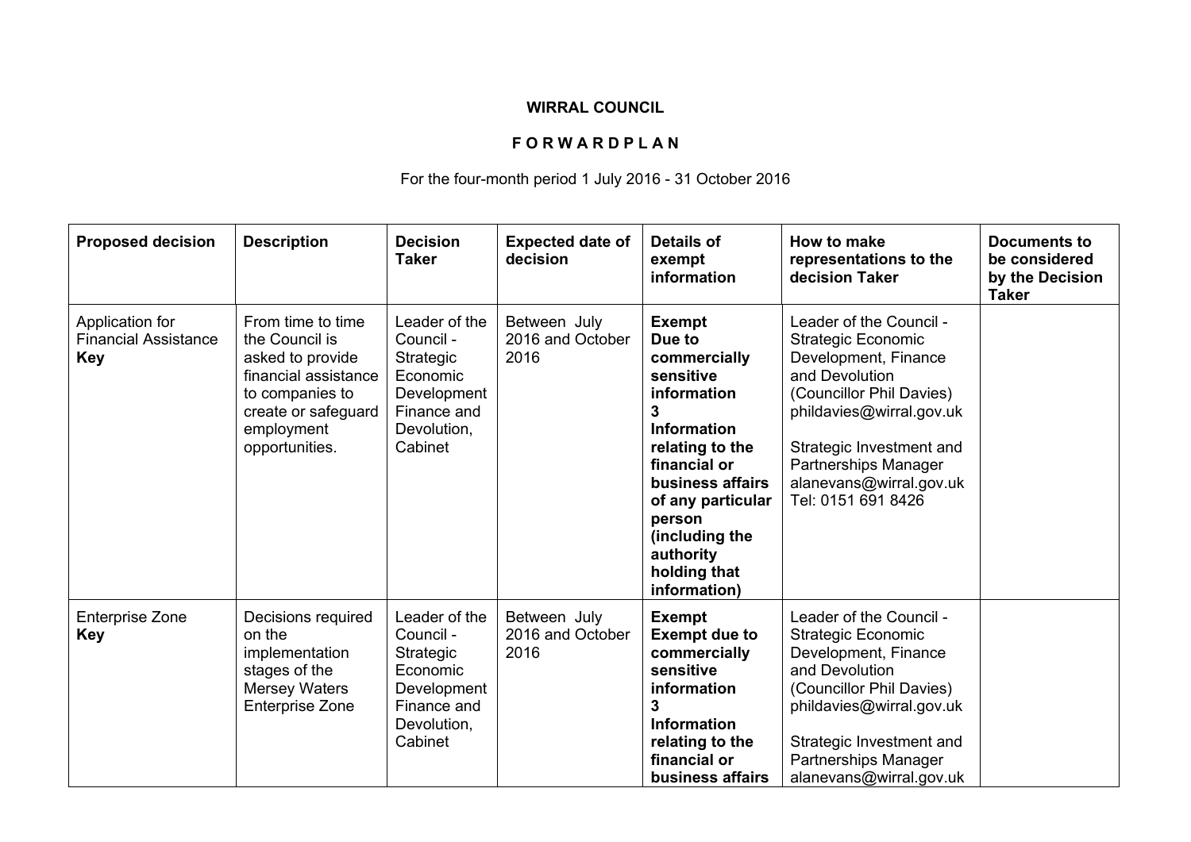**WIRRAL COUNCIL**

**F O R W A R D P L A N**

For the four-month period 1 July 2016 - 31 October 2016

| **Proposed decision** | **Description** | **Decision Taker** | **Expected date of decision** | **Details of exempt information** | **How to make representations to the decision Taker** | **Documents to be considered by the Decision Taker** |
|---|---|---|---|---|---|---|
| Application for Financial Assistance **Key** | From time to time the Council is asked to provide financial assistance to companies to create or safeguard employment opportunities. | Leader of the Council - Strategic Economic Development Finance and Devolution, Cabinet | Between July 2016 and October 2016 | **Exempt Due to commercially sensitive information 3 Information relating to the financial or business affairs of any particular person (including the authority holding that information)** | Leader of the Council - Strategic Economic Development, Finance and Devolution (Councillor Phil Davies) phildavies@wirral.gov.uk<br><br>Strategic Investment and Partnerships Manager alanevans@wirral.gov.uk Tel: 0151 691 8426 | |
| Enterprise Zone **Key** | Decisions required on the implementation stages of the Mersey Waters Enterprise Zone | Leader of the Council - Strategic Economic Development Finance and Devolution, Cabinet | Between July 2016 and October 2016 | **Exempt Exempt due to commercially sensitive information 3 Information relating to the financial or business affairs** | Leader of the Council - Strategic Economic Development, Finance and Devolution (Councillor Phil Davies) phildavies@wirral.gov.uk<br><br>Strategic Investment and Partnerships Manager alanevans@wirral.gov.uk | |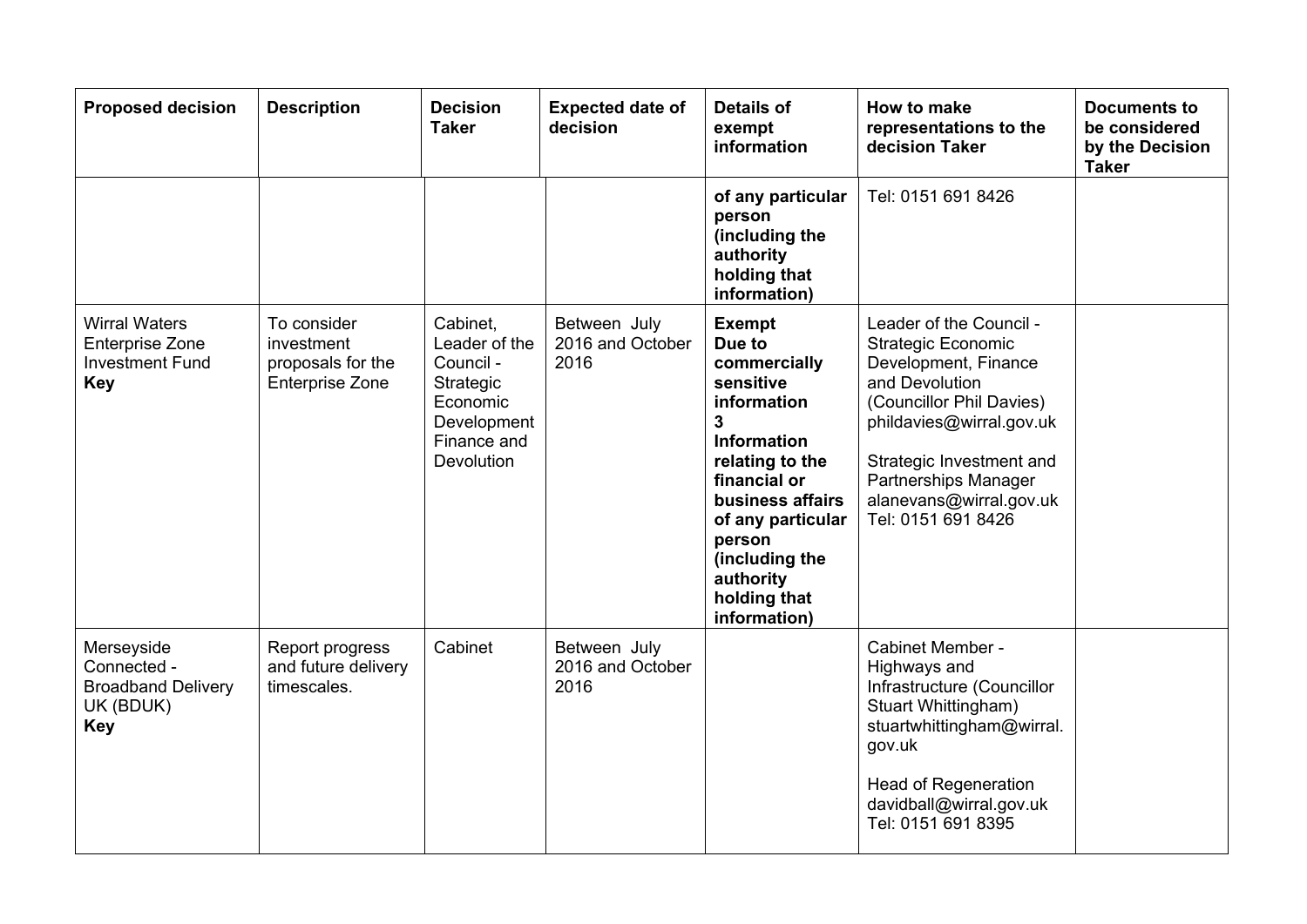| Proposed decision | Description | Decision Taker | Expected date of decision | Details of exempt information | How to make representations to the decision Taker | Documents to be considered by the Decision Taker |
|---|---|---|---|---|---|---|
| | | | | **of any particular person (including the authority holding that information)** | Tel: 0151 691 8426 | |
| Wirral Waters Enterprise Zone Investment Fund **Key** | To consider investment proposals for the Enterprise Zone | Cabinet, Leader of the Council - Strategic Economic Development Finance and Devolution | Between July 2016 and October 2016 | **Exempt Due to commercially sensitive information 3 Information relating to the financial or business affairs of any particular person (including the authority holding that information)** | Leader of the Council - Strategic Economic Development, Finance and Devolution (Councillor Phil Davies) phildavies@wirral.gov.uk<br><br>Strategic Investment and Partnerships Manager alanevans@wirral.gov.uk Tel: 0151 691 8426 | |
| Merseyside Connected - Broadband Delivery UK (BDUK) **Key** | Report progress and future delivery timescales. | Cabinet | Between July 2016 and October 2016 | | Cabinet Member - Highways and Infrastructure (Councillor Stuart Whittingham) stuartwhittingham@wirral.gov.uk<br><br>Head of Regeneration davidball@wirral.gov.uk Tel: 0151 691 8395 | |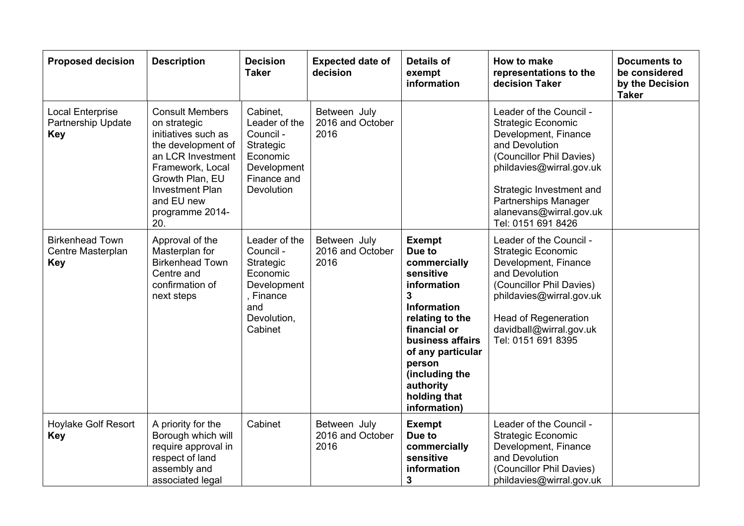| Proposed decision | Description | Decision Taker | Expected date of decision | Details of exempt information | How to make representations to the decision Taker | Documents to be considered by the Decision Taker |
|---|---|---|---|---|---|---|
| Local Enterprise Partnership Update **Key** | Consult Members on strategic initiatives such as the development of an LCR Investment Framework, Local Growth Plan, EU Investment Plan and EU new programme 2014-20. | Cabinet, Leader of the Council - Strategic Economic Development Finance and Devolution | Between July 2016 and October 2016 | | Leader of the Council - Strategic Economic Development, Finance and Devolution (Councillor Phil Davies) phildavies@wirral.gov.uk<br><br>Strategic Investment and Partnerships Manager alanevans@wirral.gov.uk Tel: 0151 691 8426 | |
| Birkenhead Town Centre Masterplan **Key** | Approval of the Masterplan for Birkenhead Town Centre and confirmation of next steps | Leader of the Council - Strategic Economic Development, Finance and Devolution, Cabinet | Between July 2016 and October 2016 | **Exempt Due to commercially sensitive information 3 Information relating to the financial or business affairs of any particular person (including the authority holding that information)** | Leader of the Council - Strategic Economic Development, Finance and Devolution (Councillor Phil Davies) phildavies@wirral.gov.uk<br><br>Head of Regeneration davidball@wirral.gov.uk Tel: 0151 691 8395 | |
| Hoylake Golf Resort **Key** | A priority for the Borough which will require approval in respect of land assembly and associated legal | Cabinet | Between July 2016 and October 2016 | **Exempt Due to commercially sensitive information 3** | Leader of the Council - Strategic Economic Development, Finance and Devolution (Councillor Phil Davies) phildavies@wirral.gov.uk | |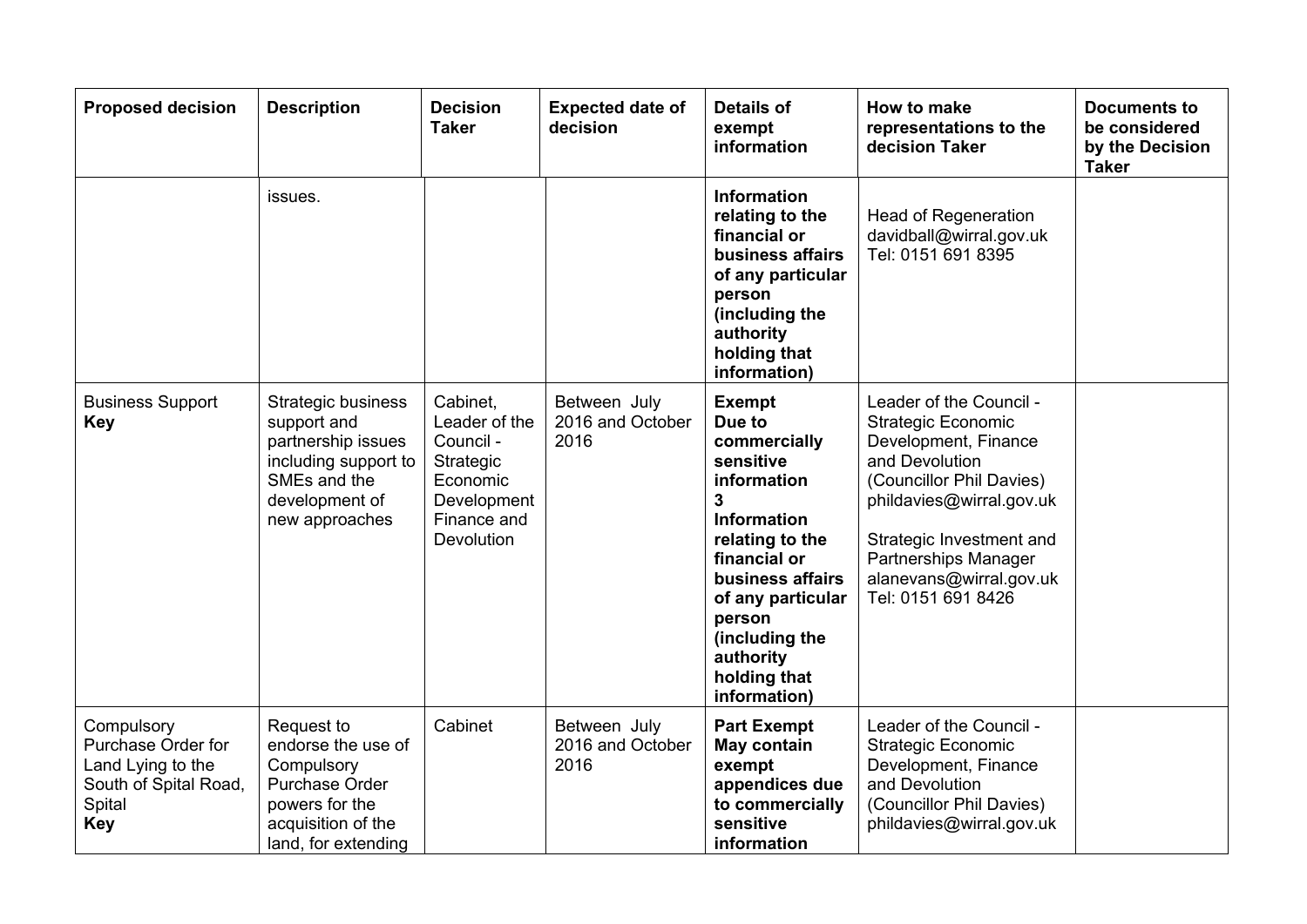| Proposed decision | Description | Decision Taker | Expected date of decision | Details of exempt information | How to make representations to the decision Taker | Documents to be considered by the Decision Taker |
|---|---|---|---|---|---|---|
| | issues. | | | **Information relating to the financial or business affairs of any particular person (including the authority holding that information)** | Head of Regeneration davidball@wirral.gov.uk Tel: 0151 691 8395 | |
| Business Support **Key** | Strategic business support and partnership issues including support to SMEs and the development of new approaches | Cabinet, Leader of the Council - Strategic Economic Development Finance and Devolution | Between July 2016 and October 2016 | **Exempt Due to commercially sensitive information 3 Information relating to the financial or business affairs of any particular person (including the authority holding that information)** | Leader of the Council - Strategic Economic Development, Finance and Devolution (Councillor Phil Davies) phildavies@wirral.gov.uk<br><br>Strategic Investment and Partnerships Manager alanevans@wirral.gov.uk Tel: 0151 691 8426 | |
| Compulsory Purchase Order for Land Lying to the South of Spital Road, Spital **Key** | Request to endorse the use of Compulsory Purchase Order powers for the acquisition of the land, for extending | Cabinet | Between July 2016 and October 2016 | **Part Exempt May contain exempt appendices due to commercially sensitive information** | Leader of the Council - Strategic Economic Development, Finance and Devolution (Councillor Phil Davies) phildavies@wirral.gov.uk | |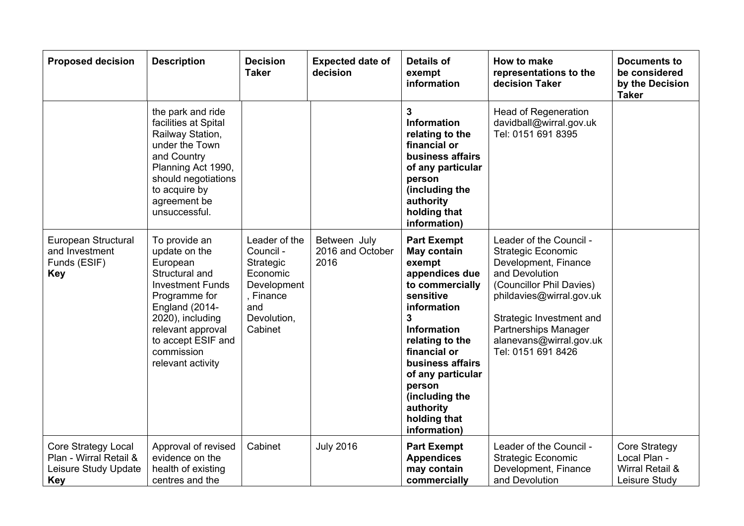| Proposed decision | Description | Decision Taker | Expected date of decision | Details of exempt information | How to make representations to the decision Taker | Documents to be considered by the Decision Taker |
| --- | --- | --- | --- | --- | --- | --- |
| | the park and ride facilities at Spital Railway Station, under the Town and Country Planning Act 1990, should negotiations to acquire by agreement be unsuccessful. | | | **3 Information relating to the financial or business affairs of any particular person (including the authority holding that information)** | Head of Regeneration davidball@wirral.gov.uk Tel: 0151 691 8395 | |
| European Structural and Investment Funds (ESIF) **Key** | To provide an update on the European Structural and Investment Funds Programme for England (2014-2020), including relevant approval to accept ESIF and commission relevant activity | Leader of the Council - Strategic Economic Development, Finance and Devolution, Cabinet | Between July 2016 and October 2016 | **Part Exempt May contain exempt appendices due to commercially sensitive information 3 Information relating to the financial or business affairs of any particular person (including the authority holding that information)** | Leader of the Council - Strategic Economic Development, Finance and Devolution (Councillor Phil Davies) phildavies@wirral.gov.uk<br><br>Strategic Investment and Partnerships Manager alanevans@wirral.gov.uk Tel: 0151 691 8426 | |
| Core Strategy Local Plan - Wirral Retail & Leisure Study Update **Key** | Approval of revised evidence on the health of existing centres and the | Cabinet | July 2016 | **Part Exempt Appendices may contain commercially** | Leader of the Council - Strategic Economic Development, Finance and Devolution | Core Strategy Local Plan - Wirral Retail & Leisure Study |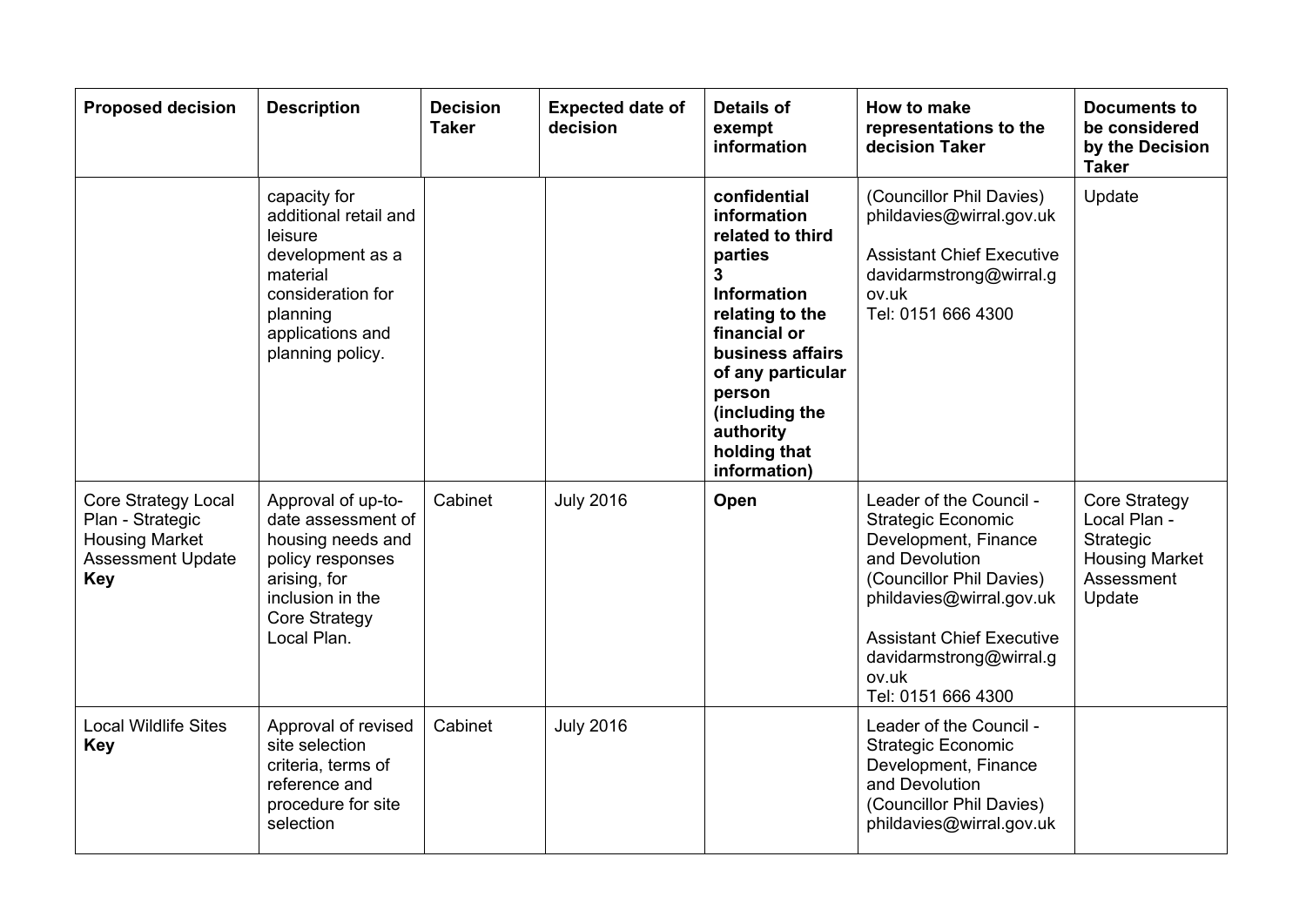| Proposed decision | Description | Decision Taker | Expected date of decision | Details of exempt information | How to make representations to the decision Taker | Documents to be considered by the Decision Taker |
|---|---|---|---|---|---|---|
| | capacity for additional retail and leisure development as a material consideration for planning applications and planning policy. | | | **confidential information related to third parties 3 Information relating to the financial or business affairs of any particular person (including the authority holding that information)** | (Councillor Phil Davies) phildavies@wirral.gov.uk<br><br>Assistant Chief Executive davidarmstrong@wirral.gov.uk<br>Tel: 0151 666 4300 | Update |
| Core Strategy Local Plan - Strategic Housing Market Assessment Update **Key** | Approval of up-to-date assessment of housing needs and policy responses arising, for inclusion in the Core Strategy Local Plan. | Cabinet | July 2016 | **Open** | Leader of the Council - Strategic Economic Development, Finance and Devolution (Councillor Phil Davies) phildavies@wirral.gov.uk<br><br>Assistant Chief Executive davidarmstrong@wirral.gov.uk<br>Tel: 0151 666 4300 | Core Strategy Local Plan - Strategic Housing Market Assessment Update |
| Local Wildlife Sites **Key** | Approval of revised site selection criteria, terms of reference and procedure for site selection | Cabinet | July 2016 | | Leader of the Council - Strategic Economic Development, Finance and Devolution (Councillor Phil Davies) phildavies@wirral.gov.uk | |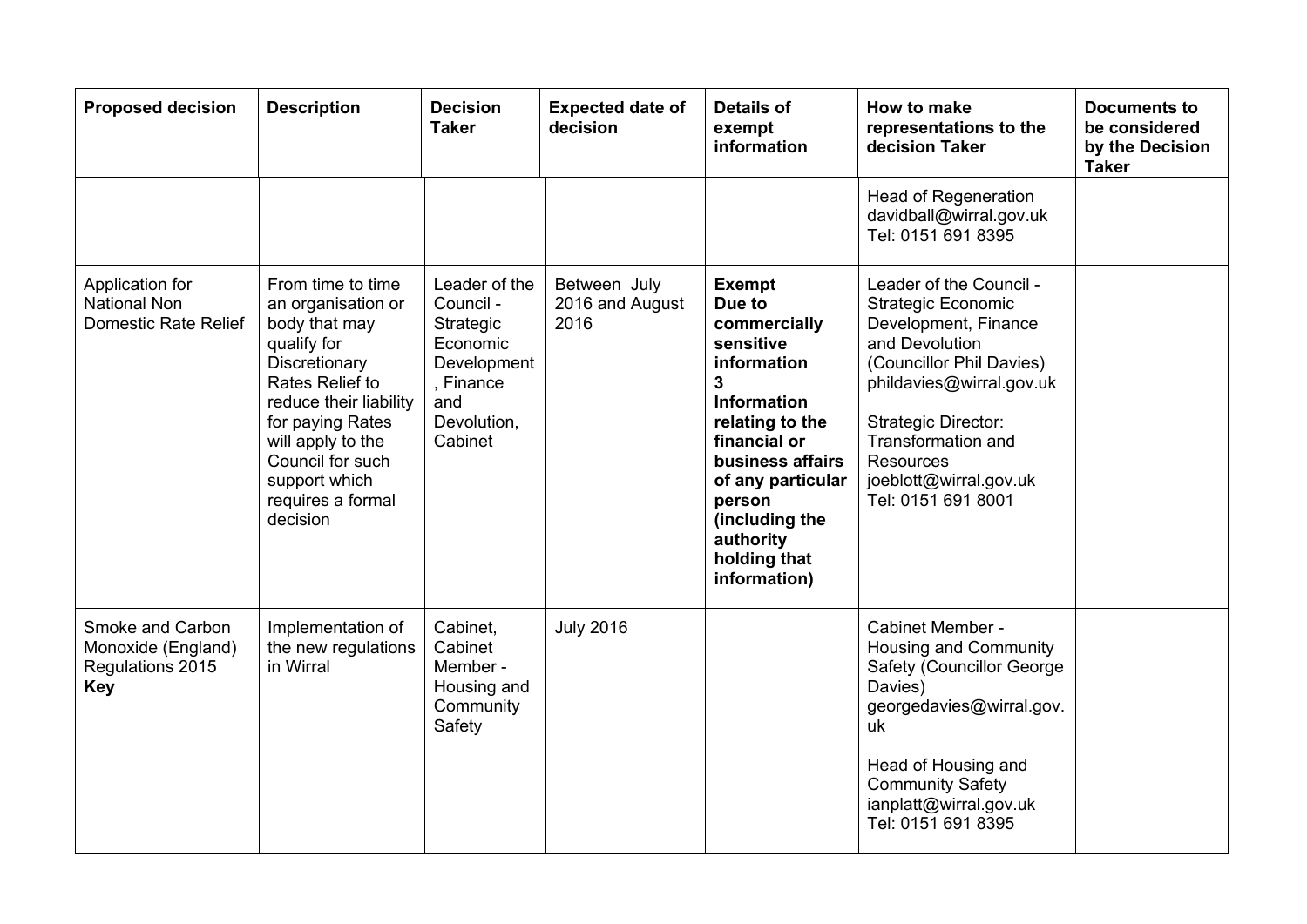| Proposed decision | Description | Decision Taker | Expected date of decision | Details of exempt information | How to make representations to the decision Taker | Documents to be considered by the Decision Taker |
|---|---|---|---|---|---|---|
| | | | | | Head of Regeneration<br>davidball@wirral.gov.uk<br>Tel: 0151 691 8395 | |
| Application for National Non Domestic Rate Relief | From time to time an organisation or body that may qualify for Discretionary Rates Relief to reduce their liability for paying Rates will apply to the Council for such support which requires a formal decision | Leader of the Council - Strategic Economic Development, Finance and Devolution, Cabinet | Between July 2016 and August 2016 | **Exempt Due to commercially sensitive information 3 Information relating to the financial or business affairs of any particular person (including the authority holding that information)** | Leader of the Council - Strategic Economic Development, Finance and Devolution (Councillor Phil Davies)<br>phildavies@wirral.gov.uk<br><br>Strategic Director: Transformation and Resources<br>joeblott@wirral.gov.uk<br>Tel: 0151 691 8001 | |
| Smoke and Carbon Monoxide (England) Regulations 2015 **Key** | Implementation of the new regulations in Wirral | Cabinet, Cabinet Member - Housing and Community Safety | July 2016 | | Cabinet Member - Housing and Community Safety (Councillor George Davies)<br>georgedavies@wirral.gov.uk<br><br>Head of Housing and Community Safety<br>ianplatt@wirral.gov.uk<br>Tel: 0151 691 8395 | |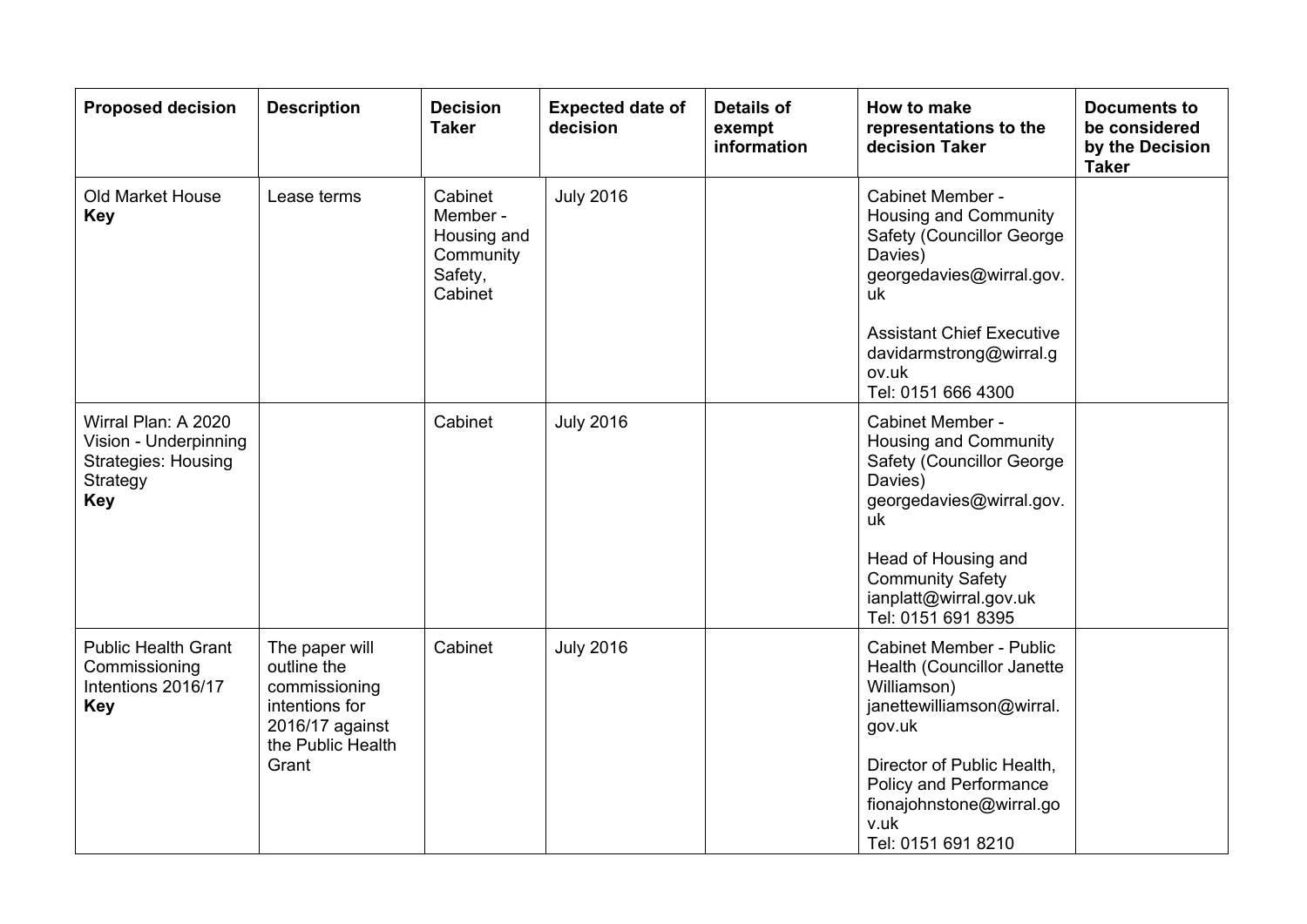| Proposed decision | Description | Decision Taker | Expected date of decision | Details of exempt information | How to make representations to the decision Taker | Documents to be considered by the Decision Taker |
|---|---|---|---|---|---|---|
| Old Market House **Key** | Lease terms | Cabinet Member - Housing and Community Safety, Cabinet | July 2016 | | Cabinet Member - Housing and Community Safety (Councillor George Davies) georgedavies@wirral.gov.uk<br><br>Assistant Chief Executive davidarmstrong@wirral.gov.uk Tel: 0151 666 4300 | |
| Wirral Plan: A 2020 Vision - Underpinning Strategies: Housing Strategy **Key** | | Cabinet | July 2016 | | Cabinet Member - Housing and Community Safety (Councillor George Davies) georgedavies@wirral.gov.uk<br><br>Head of Housing and Community Safety ianplatt@wirral.gov.uk Tel: 0151 691 8395 | |
| Public Health Grant Commissioning Intentions 2016/17 **Key** | The paper will outline the commissioning intentions for 2016/17 against the Public Health Grant | Cabinet | July 2016 | | Cabinet Member - Public Health (Councillor Janette Williamson) janettewilliamson@wirral.gov.uk<br><br>Director of Public Health, Policy and Performance fionajohnstone@wirral.gov.uk Tel: 0151 691 8210 | |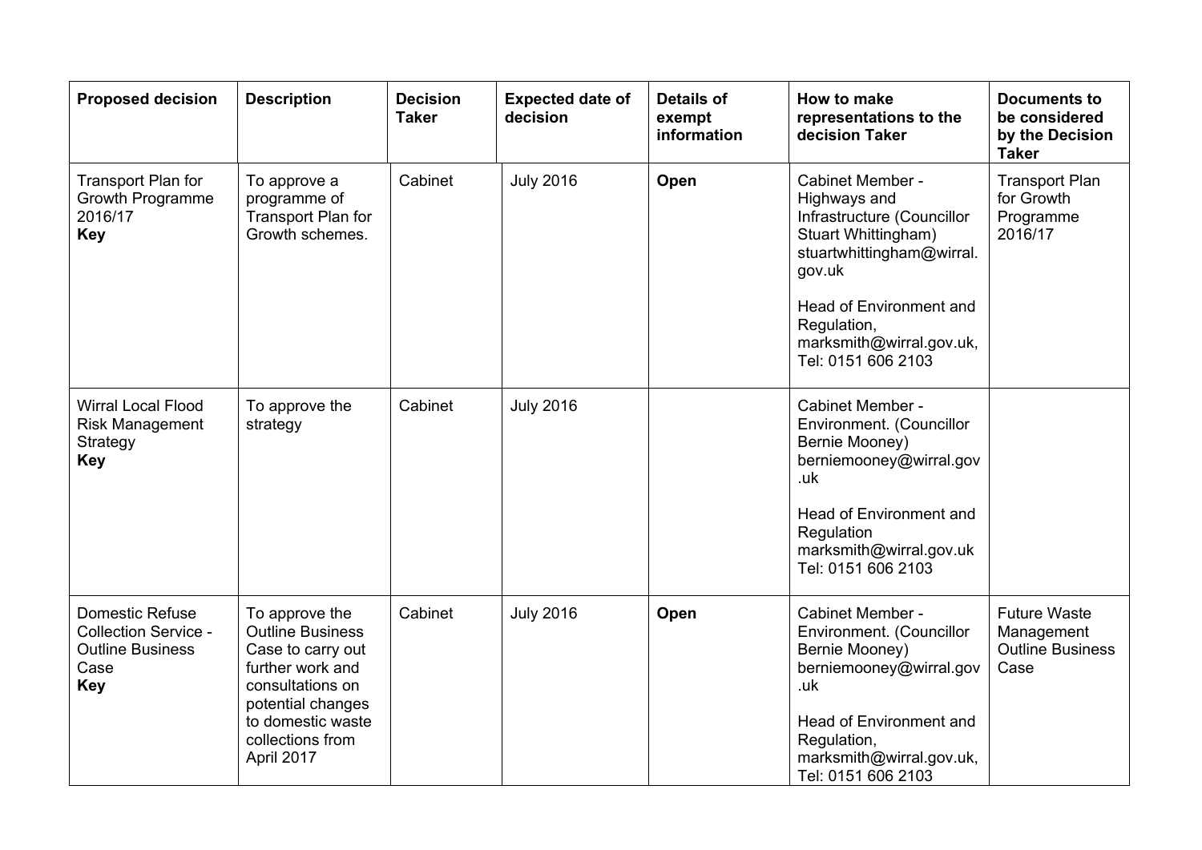| **Proposed decision** | **Description** | **Decision Taker** | **Expected date of decision** | **Details of exempt information** | **How to make representations to the decision Taker** | **Documents to be considered by the Decision Taker** |
|---|---|---|---|---|---|---|
| Transport Plan for Growth Programme 2016/17 **Key** | To approve a programme of Transport Plan for Growth schemes. | Cabinet | July 2016 | **Open** | Cabinet Member - Highways and Infrastructure (Councillor Stuart Whittingham) stuartwhittingham@wirral.gov.uk<br><br>Head of Environment and Regulation, marksmith@wirral.gov.uk, Tel: 0151 606 2103 | Transport Plan for Growth Programme 2016/17 |
| Wirral Local Flood Risk Management Strategy **Key** | To approve the strategy | Cabinet | July 2016 | | Cabinet Member - Environment. (Councillor Bernie Mooney) berniemooney@wirral.gov.uk<br><br>Head of Environment and Regulation marksmith@wirral.gov.uk Tel: 0151 606 2103 | |
| Domestic Refuse Collection Service - Outline Business Case **Key** | To approve the Outline Business Case to carry out further work and consultations on potential changes to domestic waste collections from April 2017 | Cabinet | July 2016 | **Open** | Cabinet Member - Environment. (Councillor Bernie Mooney) berniemooney@wirral.gov.uk<br><br>Head of Environment and Regulation, marksmith@wirral.gov.uk, Tel: 0151 606 2103 | Future Waste Management Outline Business Case |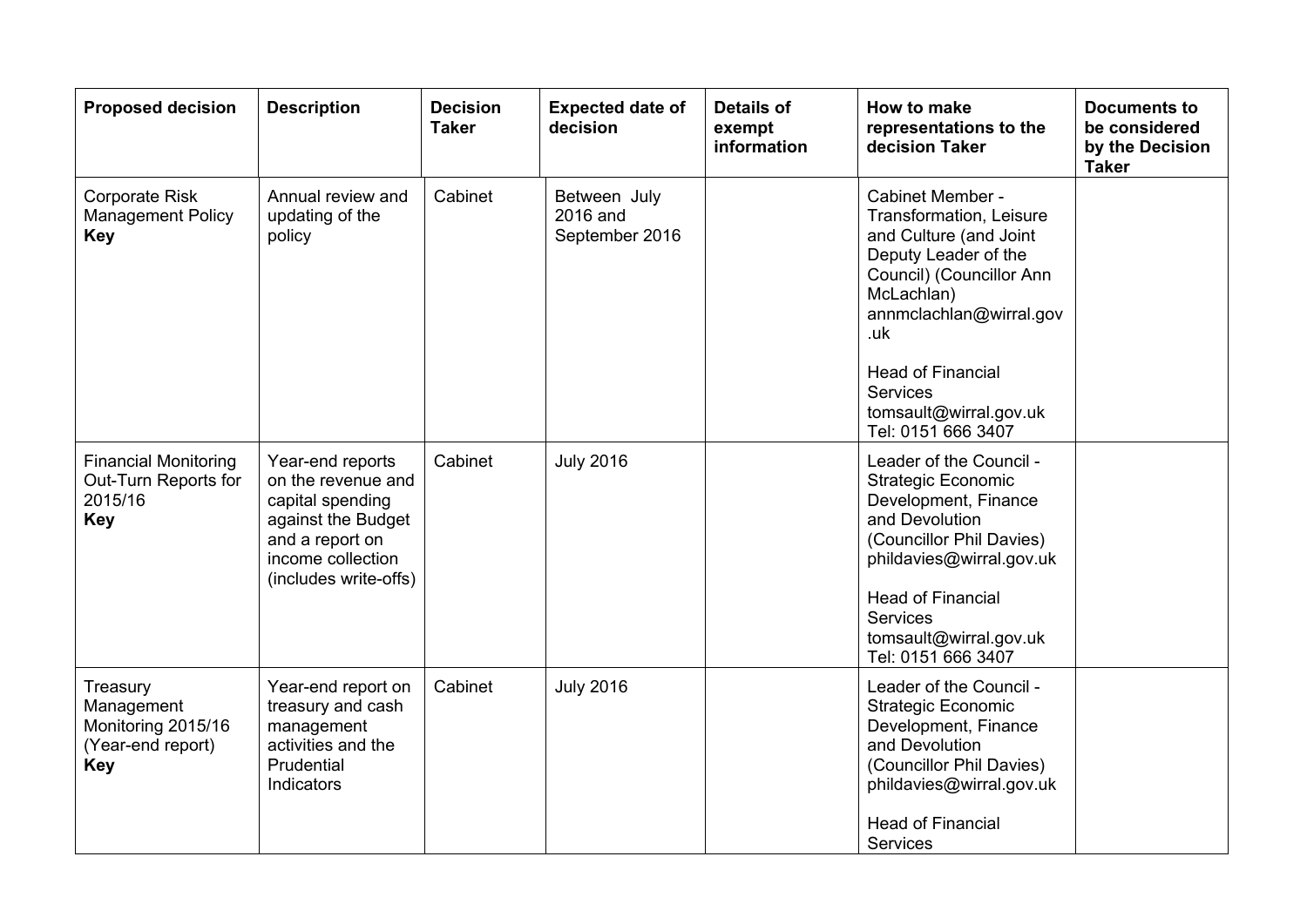| Proposed decision | Description | Decision Taker | Expected date of decision | Details of exempt information | How to make representations to the decision Taker | Documents to be considered by the Decision Taker |
|---|---|---|---|---|---|---|
| Corporate Risk Management Policy **Key** | Annual review and updating of the policy | Cabinet | Between July 2016 and September 2016 | | Cabinet Member - Transformation, Leisure and Culture (and Joint Deputy Leader of the Council) (Councillor Ann McLachlan) annmclachlan@wirral.gov.uk<br><br>Head of Financial Services tomsault@wirral.gov.uk Tel: 0151 666 3407 | |
| Financial Monitoring Out-Turn Reports for 2015/16 **Key** | Year-end reports on the revenue and capital spending against the Budget and a report on income collection (includes write-offs) | Cabinet | July 2016 | | Leader of the Council - Strategic Economic Development, Finance and Devolution (Councillor Phil Davies) phildavies@wirral.gov.uk<br><br>Head of Financial Services tomsault@wirral.gov.uk Tel: 0151 666 3407 | |
| Treasury Management Monitoring 2015/16 (Year-end report) **Key** | Year-end report on treasury and cash management activities and the Prudential Indicators | Cabinet | July 2016 | | Leader of the Council - Strategic Economic Development, Finance and Devolution (Councillor Phil Davies) phildavies@wirral.gov.uk<br><br>Head of Financial Services | |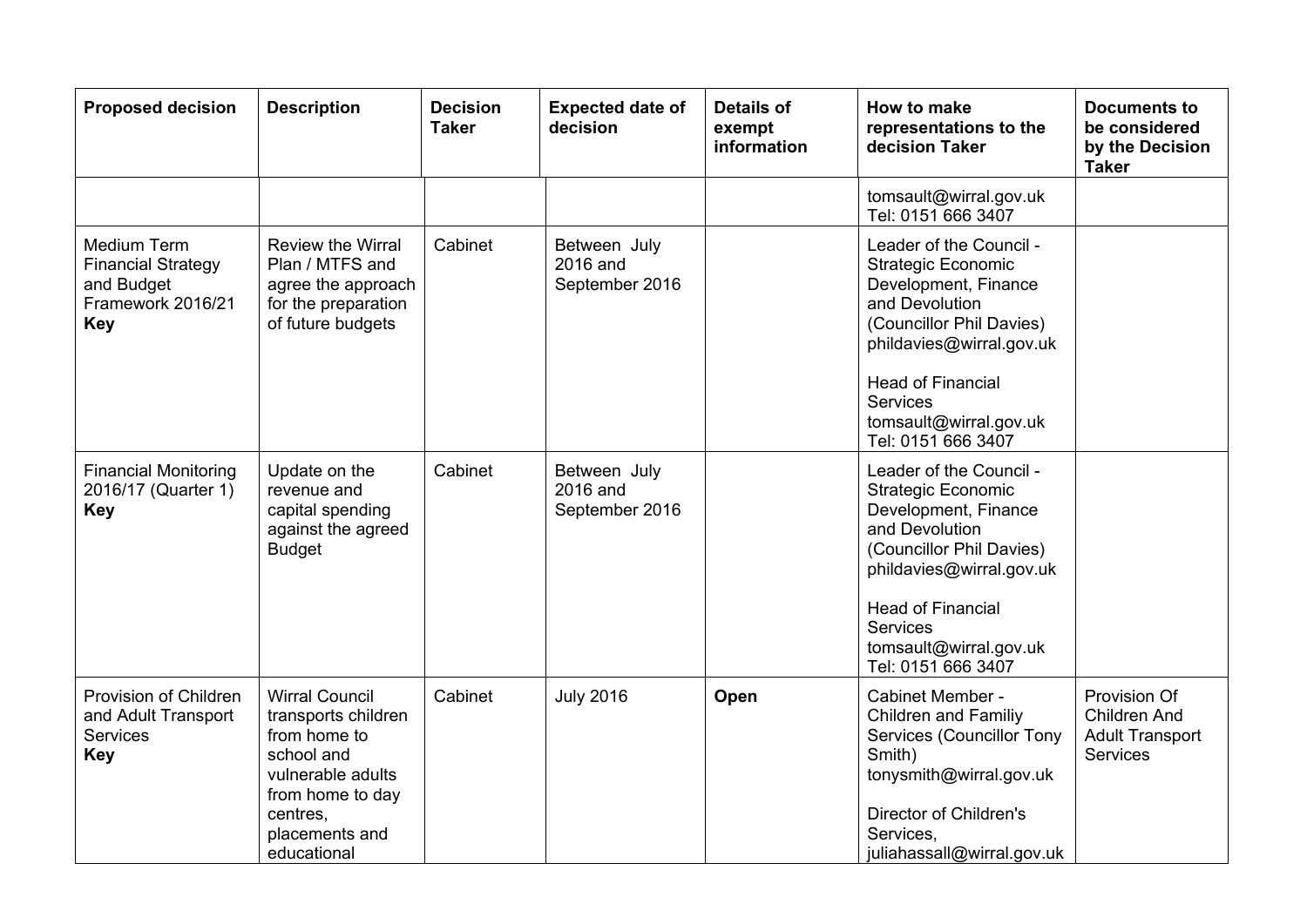| Proposed decision | Description | Decision Taker | Expected date of decision | Details of exempt information | How to make representations to the decision Taker | Documents to be considered by the Decision Taker |
|---|---|---|---|---|---|---|
| | | | | | tomsault@wirral.gov.uk<br>Tel: 0151 666 3407 | |
| Medium Term Financial Strategy and Budget Framework 2016/21<br>**Key** | Review the Wirral Plan / MTFS and agree the approach for the preparation of future budgets | Cabinet | Between July 2016 and September 2016 | | Leader of the Council - Strategic Economic Development, Finance and Devolution (Councillor Phil Davies)<br>phildavies@wirral.gov.uk<br><br>Head of Financial Services<br>tomsault@wirral.gov.uk<br>Tel: 0151 666 3407 | |
| Financial Monitoring 2016/17 (Quarter 1)<br>**Key** | Update on the revenue and capital spending against the agreed Budget | Cabinet | Between July 2016 and September 2016 | | Leader of the Council - Strategic Economic Development, Finance and Devolution (Councillor Phil Davies)<br>phildavies@wirral.gov.uk<br><br>Head of Financial Services<br>tomsault@wirral.gov.uk<br>Tel: 0151 666 3407 | |
| Provision of Children and Adult Transport Services<br>**Key** | Wirral Council transports children from home to school and vulnerable adults from home to day centres, placements and educational | Cabinet | July 2016 | **Open** | Cabinet Member - Children and Familiy Services (Councillor Tony Smith)<br>tonysmith@wirral.gov.uk<br><br>Director of Children's Services,<br>juliahassall@wirral.gov.uk | Provision Of Children And Adult Transport Services |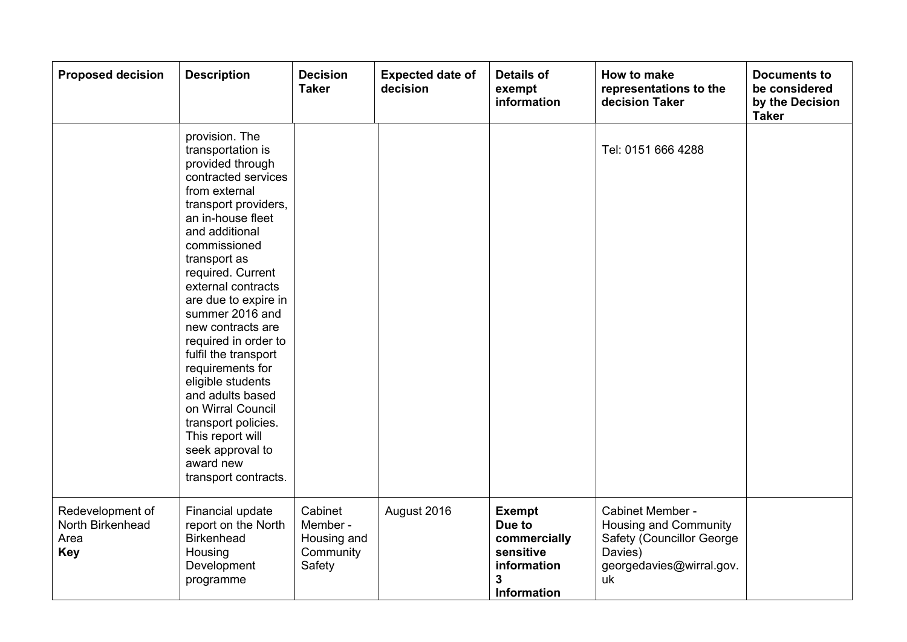| Proposed decision | Description | Decision Taker | Expected date of decision | Details of exempt information | How to make representations to the decision Taker | Documents to be considered by the Decision Taker |
|---|---|---|---|---|---|---|
| | provision. The transportation is provided through contracted services from external transport providers, an in-house fleet and additional commissioned transport as required. Current external contracts are due to expire in summer 2016 and new contracts are required in order to fulfil the transport requirements for eligible students and adults based on Wirral Council transport policies. This report will seek approval to award new transport contracts. | | | | Tel: 0151 666 4288 | |
| Redevelopment of North Birkenhead Area **Key** | Financial update report on the North Birkenhead Housing Development programme | Cabinet Member - Housing and Community Safety | August 2016 | **Exempt Due to commercially sensitive information 3 Information** | Cabinet Member - Housing and Community Safety (Councillor George Davies) georgedavies@wirral.gov.uk | |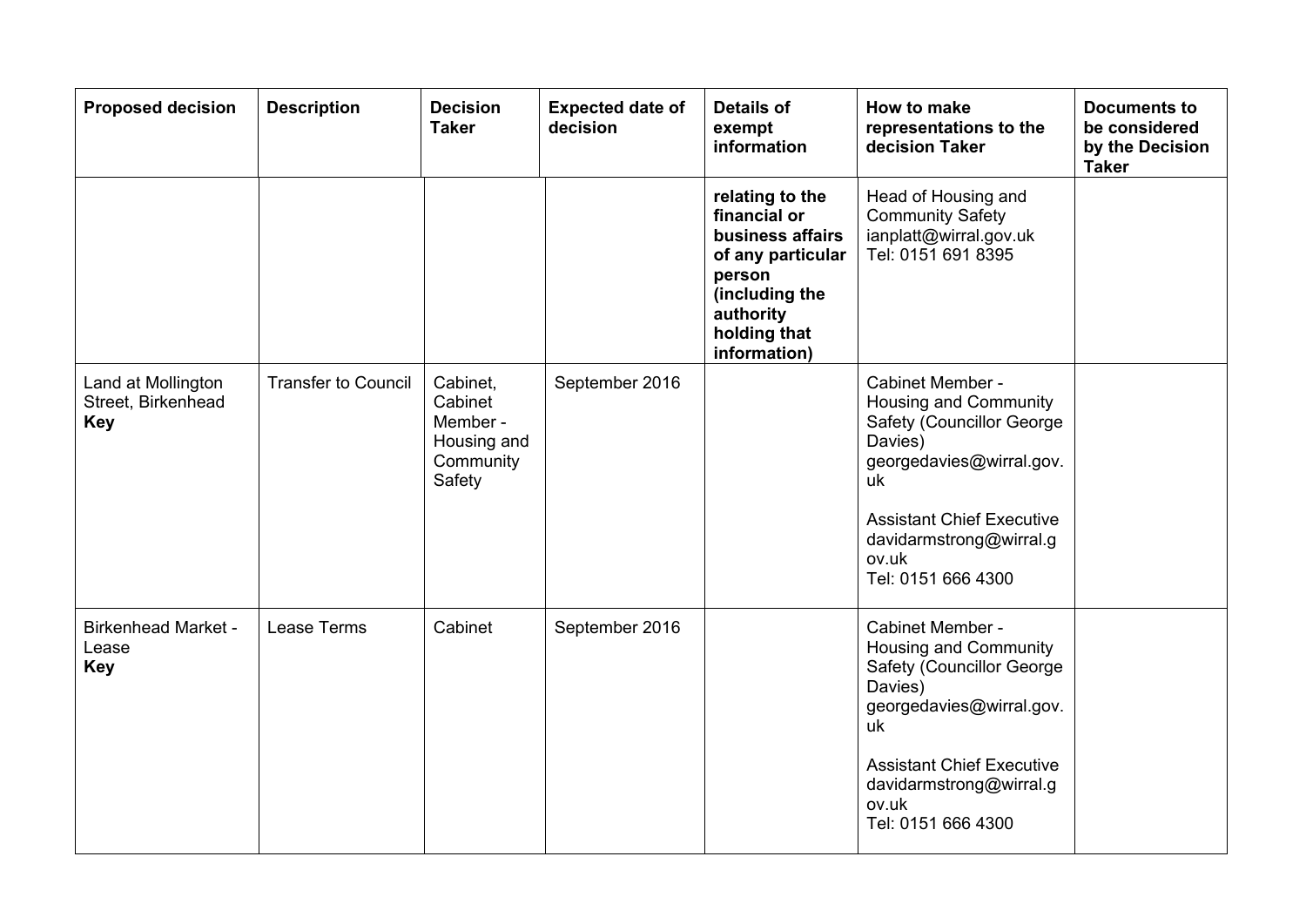| Proposed decision | Description | Decision Taker | Expected date of decision | Details of exempt information | How to make representations to the decision Taker | Documents to be considered by the Decision Taker |
|---|---|---|---|---|---|---|
| | | | | **relating to the financial or business affairs of any particular person (including the authority holding that information)** | Head of Housing and Community Safety<br>ianplatt@wirral.gov.uk<br>Tel: 0151 691 8395 | |
| Land at Mollington Street, Birkenhead<br>**Key** | Transfer to Council | Cabinet, Cabinet Member - Housing and Community Safety | September 2016 | | Cabinet Member - Housing and Community Safety (Councillor George Davies)<br>georgedavies@wirral.gov.uk<br><br>Assistant Chief Executive<br>davidarmstrong@wirral.gov.uk<br>Tel: 0151 666 4300 | |
| Birkenhead Market - Lease<br>**Key** | Lease Terms | Cabinet | September 2016 | | Cabinet Member - Housing and Community Safety (Councillor George Davies)<br>georgedavies@wirral.gov.uk<br><br>Assistant Chief Executive<br>davidarmstrong@wirral.gov.uk<br>Tel: 0151 666 4300 | |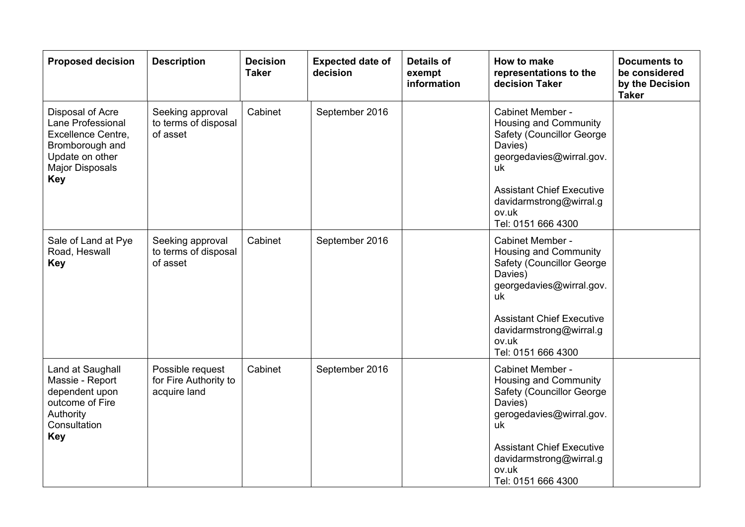| Proposed decision | Description | Decision Taker | Expected date of decision | Details of exempt information | How to make representations to the decision Taker | Documents to be considered by the Decision Taker |
|---|---|---|---|---|---|---|
| Disposal of Acre Lane Professional Excellence Centre, Bromborough and Update on other Major Disposals **Key** | Seeking approval to terms of disposal of asset | Cabinet | September 2016 | | Cabinet Member - Housing and Community Safety (Councillor George Davies) georgedavies@wirral.gov.uk<br><br>Assistant Chief Executive davidarmstrong@wirral.gov.uk Tel: 0151 666 4300 | |
| Sale of Land at Pye Road, Heswall **Key** | Seeking approval to terms of disposal of asset | Cabinet | September 2016 | | Cabinet Member - Housing and Community Safety (Councillor George Davies) georgedavies@wirral.gov.uk<br><br>Assistant Chief Executive davidarmstrong@wirral.gov.uk Tel: 0151 666 4300 | |
| Land at Saughall Massie - Report dependent upon outcome of Fire Authority Consultation **Key** | Possible request for Fire Authority to acquire land | Cabinet | September 2016 | | Cabinet Member - Housing and Community Safety (Councillor George Davies) gerogedavies@wirral.gov.uk<br><br>Assistant Chief Executive davidarmstrong@wirral.gov.uk Tel: 0151 666 4300 | |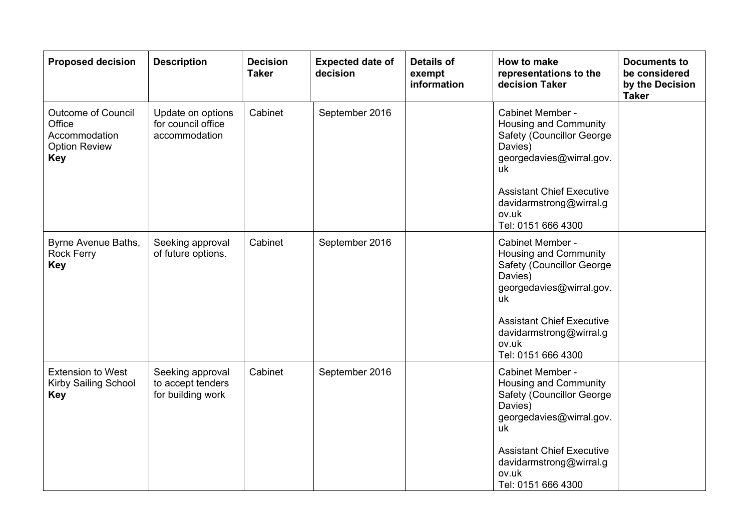| Proposed decision | Description | Decision Taker | Expected date of decision | Details of exempt information | How to make representations to the decision Taker | Documents to be considered by the Decision Taker |
| --- | --- | --- | --- | --- | --- | --- |
| Outcome of Council Office Accommodation Option Review **Key** | Update on options for council office accommodation | Cabinet | September 2016 | | Cabinet Member - Housing and Community Safety (Councillor George Davies) georgedavies@wirral.gov.uk<br><br>Assistant Chief Executive davidarmstrong@wirral.gov.uk<br>Tel: 0151 666 4300 | |
| Byrne Avenue Baths, Rock Ferry **Key** | Seeking approval of future options. | Cabinet | September 2016 | | Cabinet Member - Housing and Community Safety (Councillor George Davies) georgedavies@wirral.gov.uk<br><br>Assistant Chief Executive davidarmstrong@wirral.gov.uk<br>Tel: 0151 666 4300 | |
| Extension to West Kirby Sailing School **Key** | Seeking approval to accept tenders for building work | Cabinet | September 2016 | | Cabinet Member - Housing and Community Safety (Councillor George Davies) georgedavies@wirral.gov.uk<br><br>Assistant Chief Executive davidarmstrong@wirral.gov.uk<br>Tel: 0151 666 4300 | |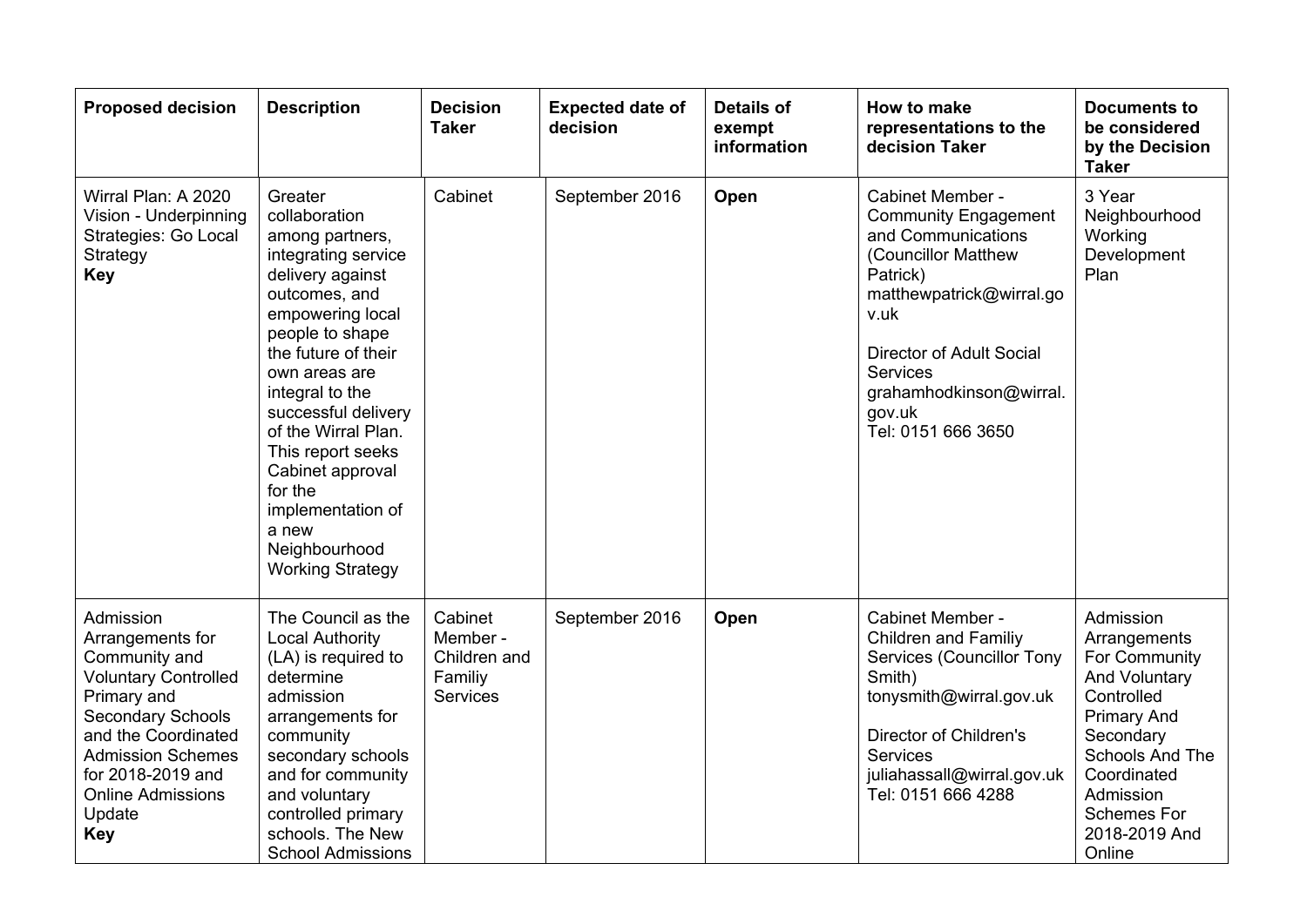| Proposed decision | Description | Decision Taker | Expected date of decision | Details of exempt information | How to make representations to the decision Taker | Documents to be considered by the Decision Taker |
|---|---|---|---|---|---|---|
| Wirral Plan: A 2020 Vision - Underpinning Strategies: Go Local Strategy **Key** | Greater collaboration among partners, integrating service delivery against outcomes, and empowering local people to shape the future of their own areas are integral to the successful delivery of the Wirral Plan. This report seeks Cabinet approval for the implementation of a new Neighbourhood Working Strategy | Cabinet | September 2016 | **Open** | Cabinet Member - Community Engagement and Communications (Councillor Matthew Patrick) matthewpatrick@wirral.gov.uk<br><br>Director of Adult Social Services grahamhodkinson@wirral.gov.uk Tel: 0151 666 3650 | 3 Year Neighbourhood Working Development Plan |
| Admission Arrangements for Community and Voluntary Controlled Primary and Secondary Schools and the Coordinated Admission Schemes for 2018-2019 and Online Admissions Update **Key** | The Council as the Local Authority (LA) is required to determine admission arrangements for community secondary schools and for community and voluntary controlled primary schools. The New School Admissions | Cabinet Member - Children and Familiy Services | September 2016 | **Open** | Cabinet Member - Children and Familiy Services (Councillor Tony Smith) tonysmith@wirral.gov.uk<br><br>Director of Children's Services juliahassall@wirral.gov.uk Tel: 0151 666 4288 | Admission Arrangements For Community And Voluntary Controlled Primary And Secondary Schools And The Coordinated Admission Schemes For 2018-2019 And Online |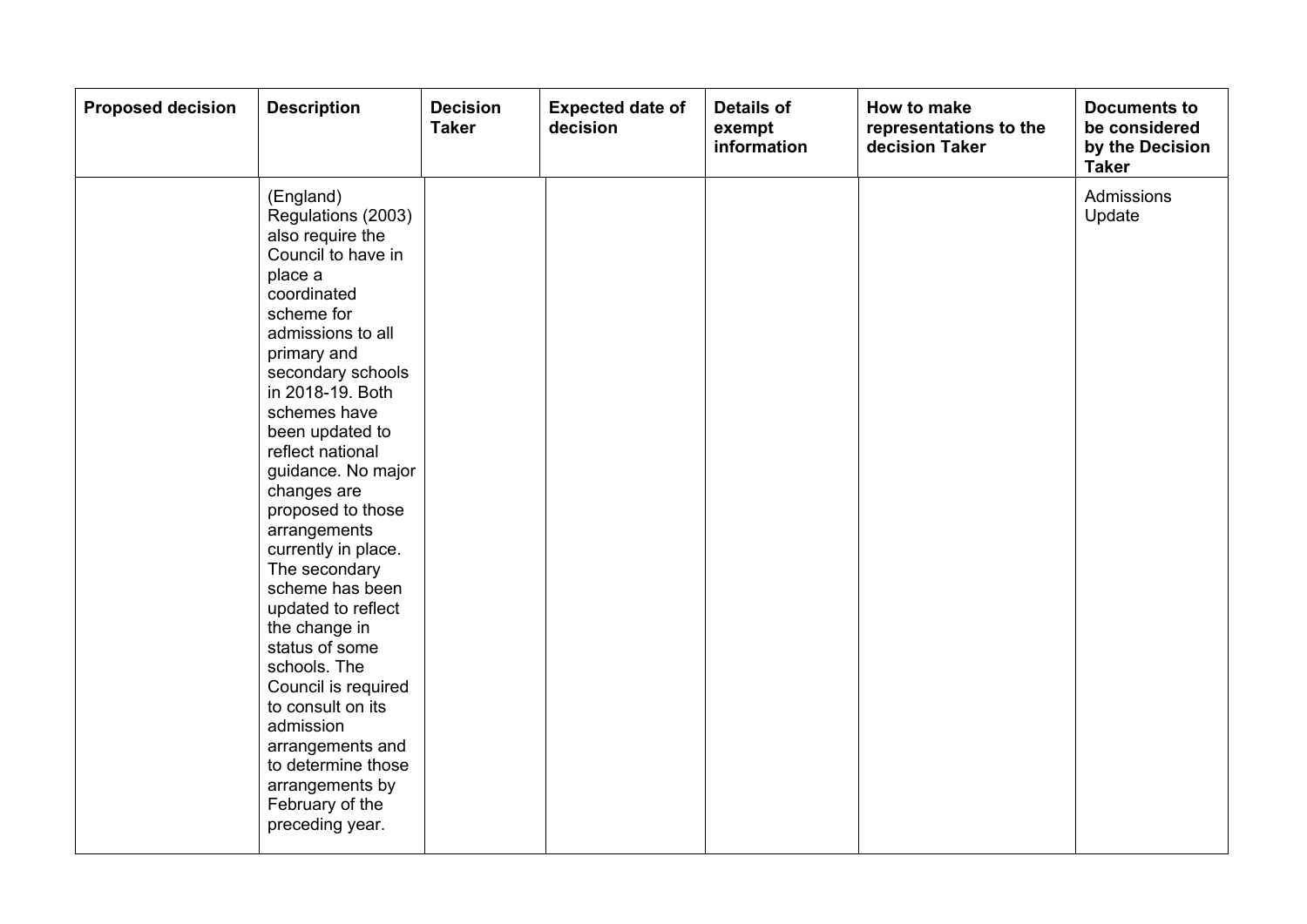| Proposed decision | Description | Decision Taker | Expected date of decision | Details of exempt information | How to make representations to the decision Taker | Documents to be considered by the Decision Taker |
|---|---|---|---|---|---|---|
| | (England) Regulations (2003) also require the Council to have in place a coordinated scheme for admissions to all primary and secondary schools in 2018-19. Both schemes have been updated to reflect national guidance. No major changes are proposed to those arrangements currently in place. The secondary scheme has been updated to reflect the change in status of some schools. The Council is required to consult on its admission arrangements and to determine those arrangements by February of the preceding year. | | | | | Admissions Update |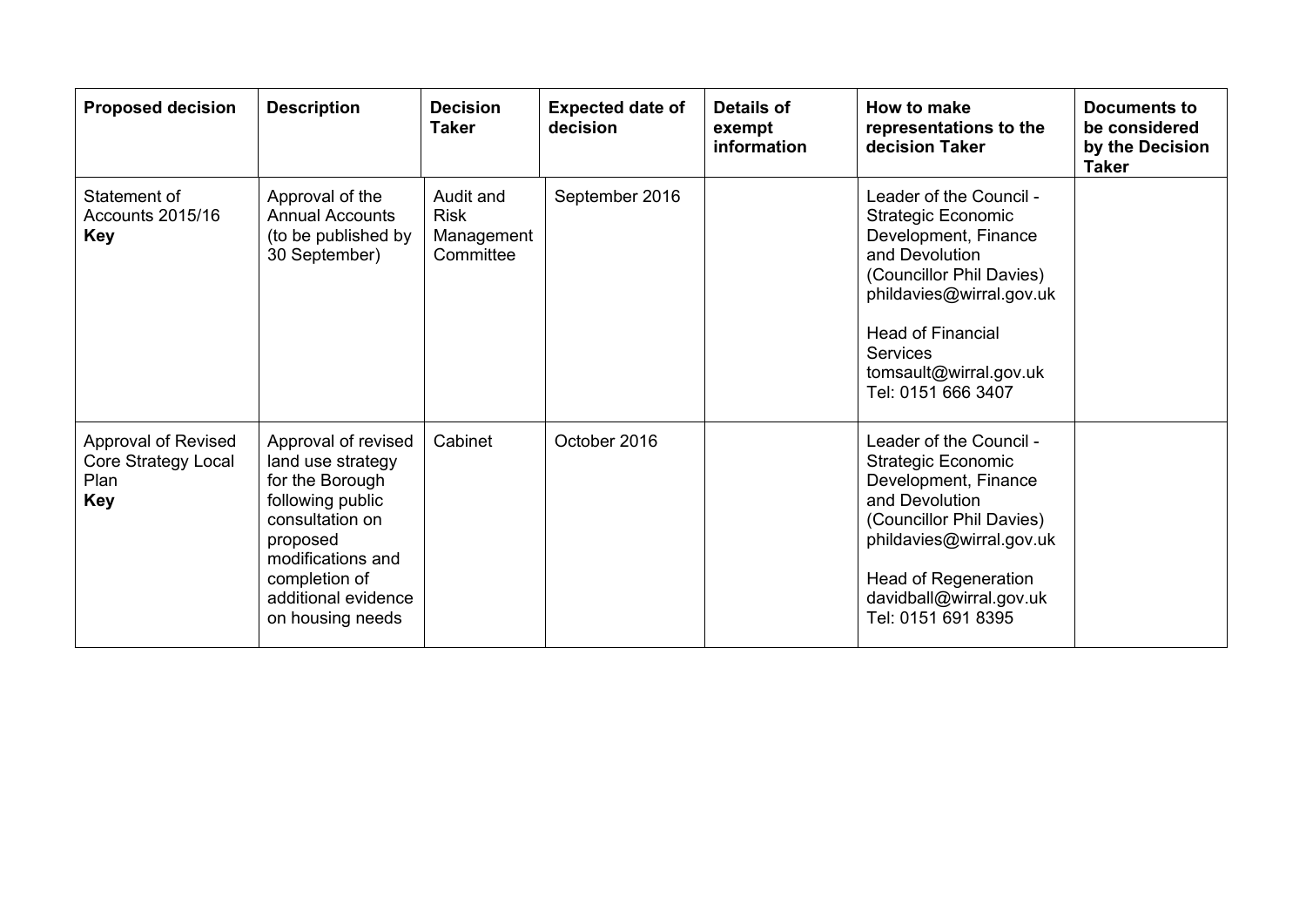| **Proposed decision** | **Description** | **Decision Taker** | **Expected date of decision** | **Details of exempt information** | **How to make representations to the decision Taker** | **Documents to be considered by the Decision Taker** |
|---|---|---|---|---|---|---|
| Statement of Accounts 2015/16 **Key** | Approval of the Annual Accounts (to be published by 30 September) | Audit and Risk Management Committee | September 2016 | | Leader of the Council - Strategic Economic Development, Finance and Devolution (Councillor Phil Davies) phildavies@wirral.gov.uk<br><br>Head of Financial Services tomsault@wirral.gov.uk Tel: 0151 666 3407 | |
| Approval of Revised Core Strategy Local Plan **Key** | Approval of revised land use strategy for the Borough following public consultation on proposed modifications and completion of additional evidence on housing needs | Cabinet | October 2016 | | Leader of the Council - Strategic Economic Development, Finance and Devolution (Councillor Phil Davies) phildavies@wirral.gov.uk<br><br>Head of Regeneration davidball@wirral.gov.uk Tel: 0151 691 8395 | |